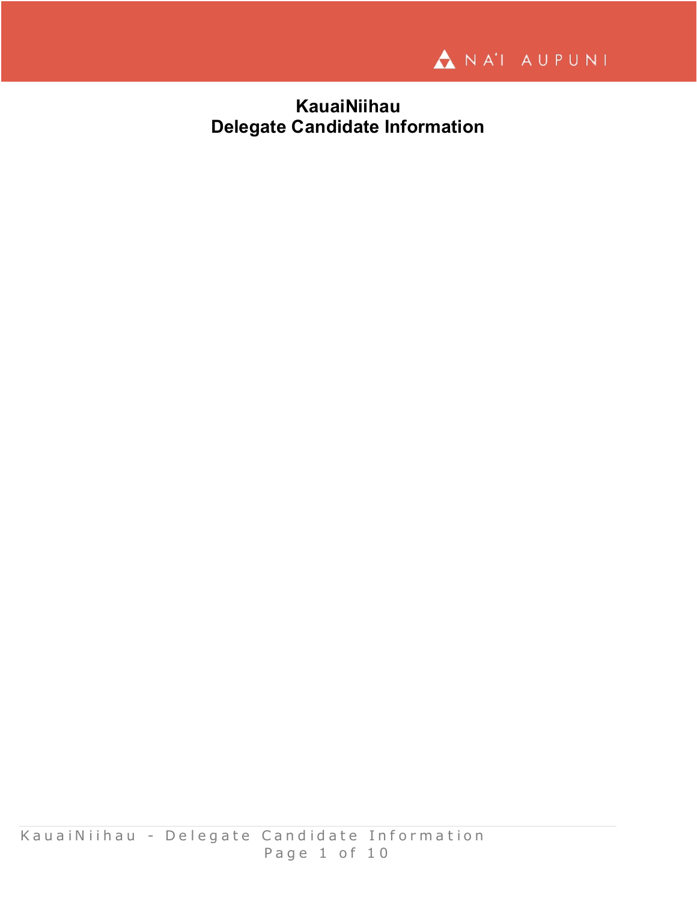# KauaiNiihau
# Delegate Candidate Information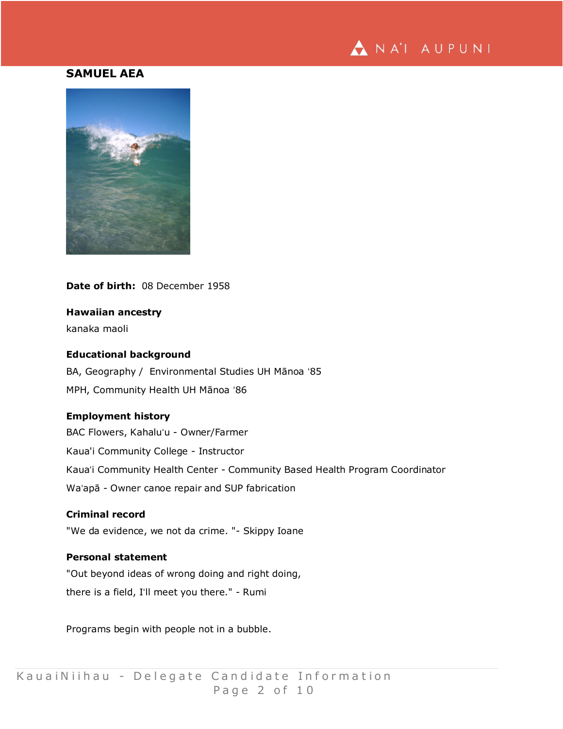## SAMUEL AEA

**Date of birth:** 08 December 1958

**Hawaiian ancestry**

kanaka maoli

**Educational background**

BA, Geography / Environmental Studies UH Mānoa ‘85

MPH, Community Health UH Mānoa ‘86

**Employment history**

BAC Flowers, Kahaluʻu - Owner/Farmer

Kaua'i Community College - Instructor

Kauaʻi Community Health Center - Community Based Health Program Coordinator

Waʻapā - Owner canoe repair and SUP fabrication

**Criminal record**

"We da evidence, we not da crime. "- Skippy Ioane

**Personal statement**

"Out beyond ideas of wrong doing and right doing,

there is a field, Iʻll meet you there." - Rumi

Programs begin with people not in a bubble.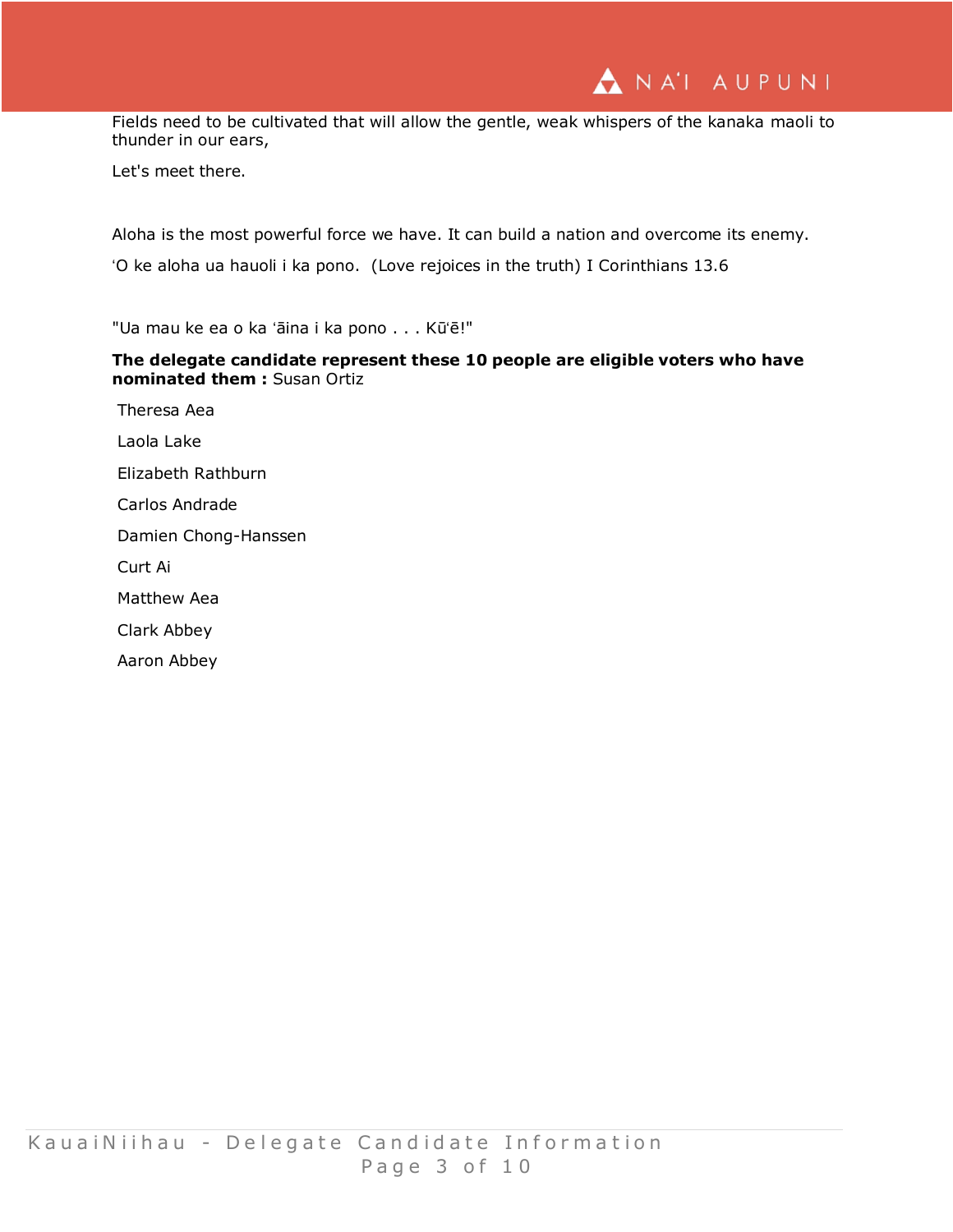Fields need to be cultivated that will allow the gentle, weak whispers of the kanaka maoli to thunder in our ears,

Let's meet there.

Aloha is the most powerful force we have. It can build a nation and overcome its enemy.

ʻO ke aloha ua hauoli i ka pono. (Love rejoices in the truth) I Corinthians 13.6

"Ua mau ke ea o ka ʻāina i ka pono . . . Kūʻē!"

**The delegate candidate represent these 10 people are eligible voters who have nominated them :** Susan Ortiz

Theresa Aea

Laola Lake

Elizabeth Rathburn

Carlos Andrade

Damien Chong-Hanssen

Curt Ai

Matthew Aea

Clark Abbey

Aaron Abbey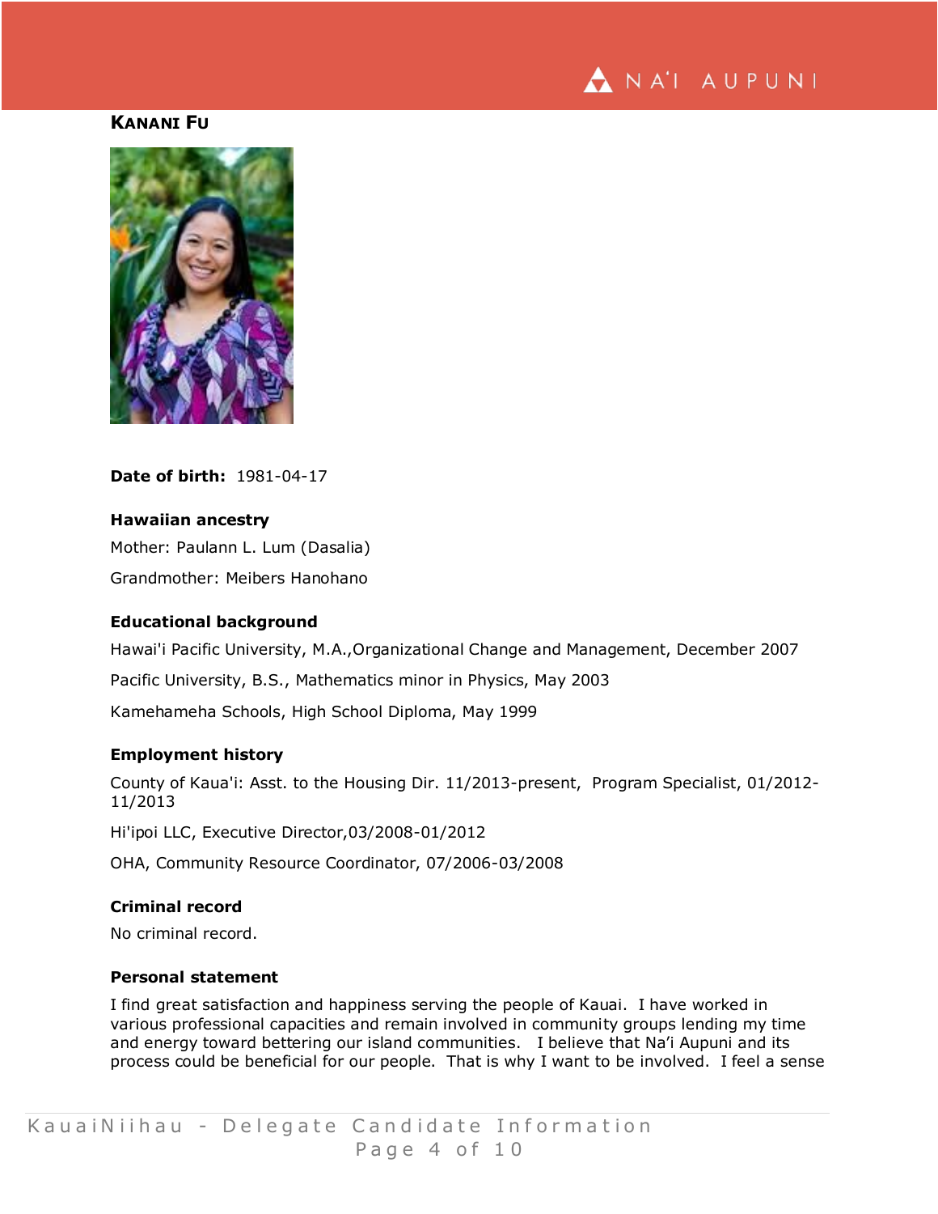## KANANI FU

**Date of birth:** 1981-04-17

### Hawaiian ancestry

Mother: Paulann L. Lum (Dasalia)

Grandmother: Meibers Hanohano

### Educational background

Hawai'i Pacific University, M.A.,Organizational Change and Management, December 2007

Pacific University, B.S., Mathematics minor in Physics, May 2003

Kamehameha Schools, High School Diploma, May 1999

### Employment history

County of Kaua'i: Asst. to the Housing Dir. 11/2013-present, Program Specialist, 01/2012-11/2013

Hi'ipoi LLC, Executive Director,03/2008-01/2012

OHA, Community Resource Coordinator, 07/2006-03/2008

### Criminal record

No criminal record.

### Personal statement

I find great satisfaction and happiness serving the people of Kauai. I have worked in various professional capacities and remain involved in community groups lending my time and energy toward bettering our island communities. I believe that Na'i Aupuni and its process could be beneficial for our people. That is why I want to be involved. I feel a sense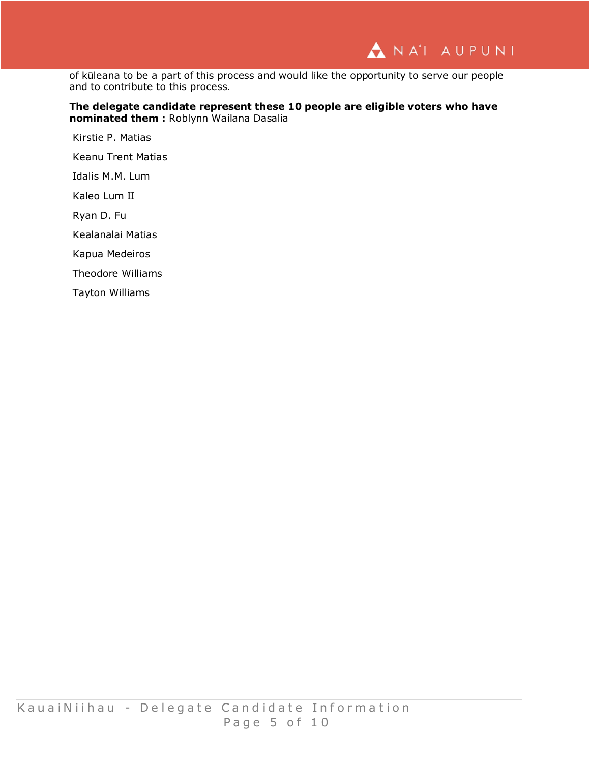of kūleana to be a part of this process and would like the opportunity to serve our people and to contribute to this process.

**The delegate candidate represent these 10 people are eligible voters who have nominated them :** Roblynn Wailana Dasalia

Kirstie P. Matias

Keanu Trent Matias

Idalis M.M. Lum

Kaleo Lum II

Ryan D. Fu

Kealanalai Matias

Kapua Medeiros

Theodore Williams

Tayton Williams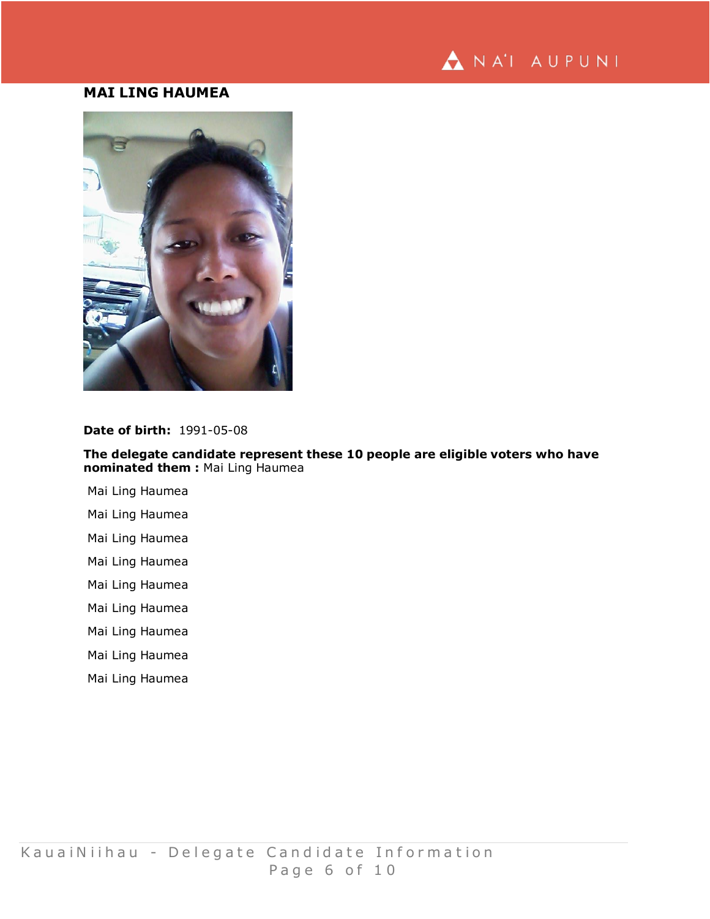## MAI LING HAUMEA

**Date of birth:** 1991-05-08

**The delegate candidate represent these 10 people are eligible voters who have nominated them :** Mai Ling Haumea

Mai Ling Haumea

Mai Ling Haumea

Mai Ling Haumea

Mai Ling Haumea

Mai Ling Haumea

Mai Ling Haumea

Mai Ling Haumea

Mai Ling Haumea

Mai Ling Haumea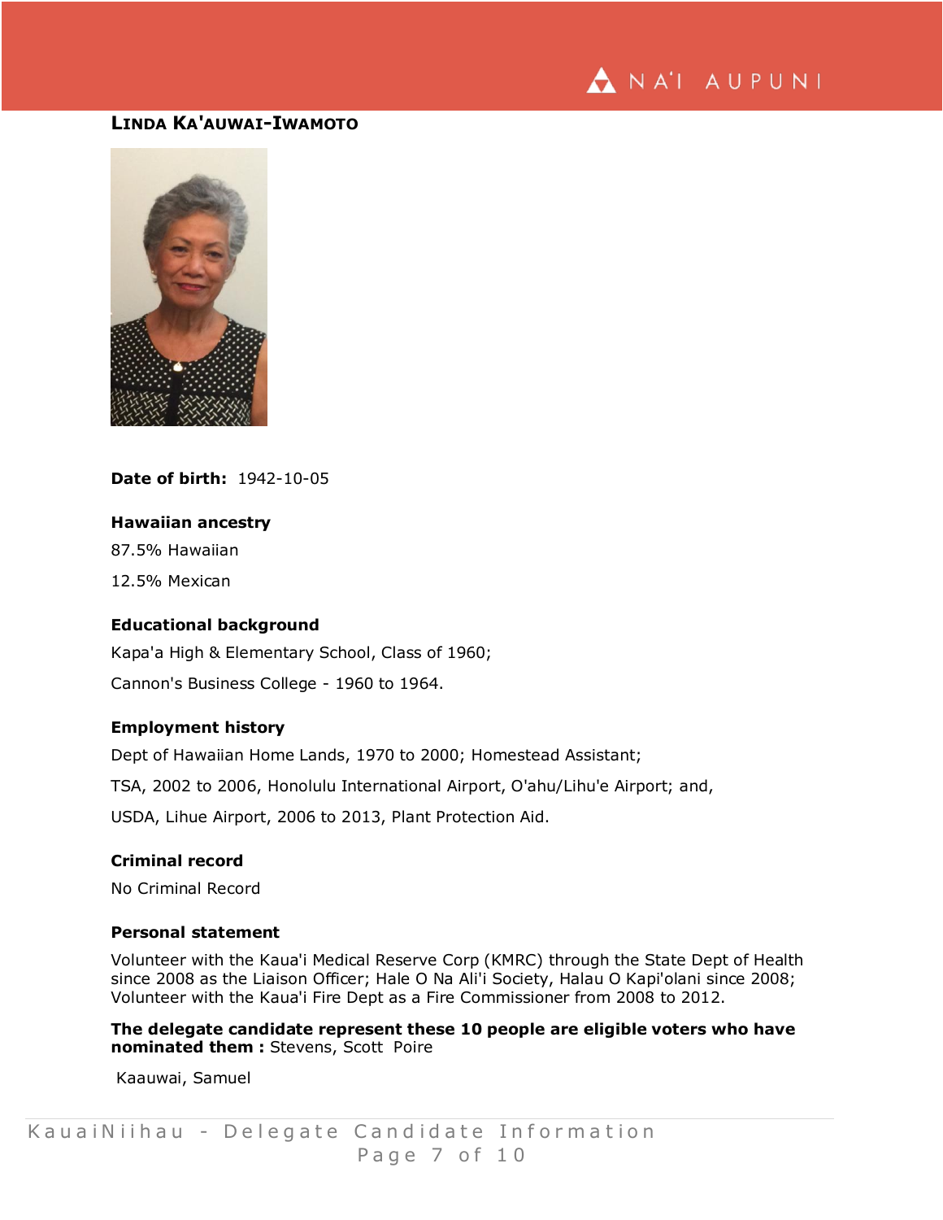## LINDA KA'AUWAI-IWAMOTO

**Date of birth:** 1942-10-05

**Hawaiian ancestry**

87.5% Hawaiian

12.5% Mexican

**Educational background**

Kapa'a High & Elementary School, Class of 1960;

Cannon's Business College - 1960 to 1964.

**Employment history**

Dept of Hawaiian Home Lands, 1970 to 2000; Homestead Assistant;

TSA, 2002 to 2006, Honolulu International Airport, O'ahu/Lihu'e Airport; and,

USDA, Lihue Airport, 2006 to 2013, Plant Protection Aid.

**Criminal record**

No Criminal Record

**Personal statement**

Volunteer with the Kaua'i Medical Reserve Corp (KMRC) through the State Dept of Health since 2008 as the Liaison Officer; Hale O Na Ali'i Society, Halau O Kapi'olani since 2008; Volunteer with the Kaua'i Fire Dept as a Fire Commissioner from 2008 to 2012.

**The delegate candidate represent these 10 people are eligible voters who have nominated them :** Stevens, Scott Poire

Kaauwai, Samuel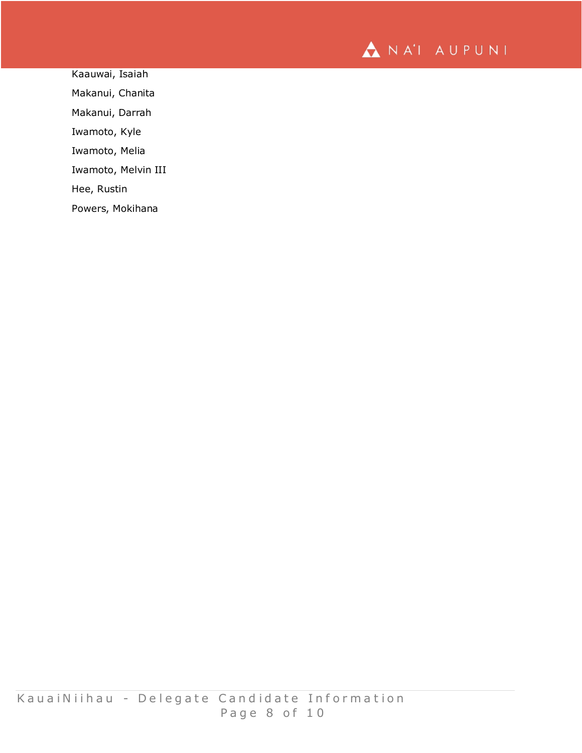Kaauwai, Isaiah

Makanui, Chanita

Makanui, Darrah

Iwamoto, Kyle

Iwamoto, Melia

Iwamoto, Melvin III

Hee, Rustin

Powers, Mokihana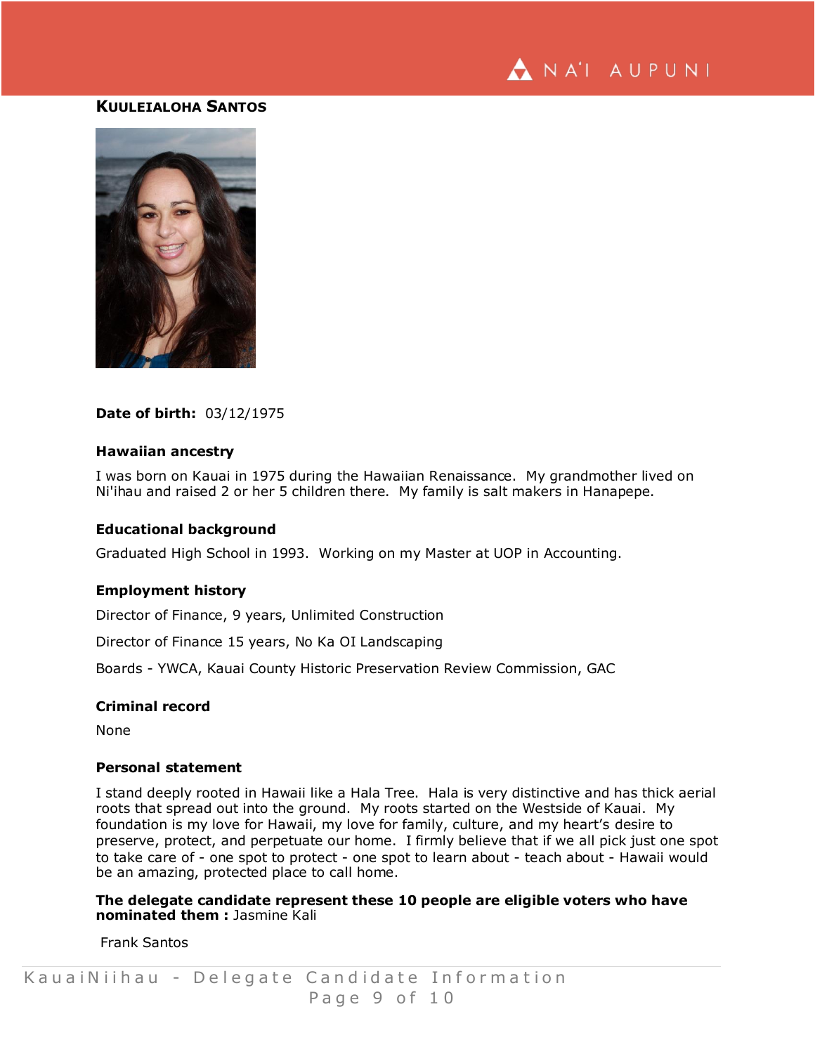## Kuuleialoha Santos

**Date of birth:** 03/12/1975

### Hawaiian ancestry

I was born on Kauai in 1975 during the Hawaiian Renaissance. My grandmother lived on Ni'ihau and raised 2 or her 5 children there. My family is salt makers in Hanapepe.

### Educational background

Graduated High School in 1993. Working on my Master at UOP in Accounting.

### Employment history

Director of Finance, 9 years, Unlimited Construction

Director of Finance 15 years, No Ka OI Landscaping

Boards - YWCA, Kauai County Historic Preservation Review Commission, GAC

### Criminal record

None

### Personal statement

I stand deeply rooted in Hawaii like a Hala Tree. Hala is very distinctive and has thick aerial roots that spread out into the ground. My roots started on the Westside of Kauai. My foundation is my love for Hawaii, my love for family, culture, and my heart's desire to preserve, protect, and perpetuate our home. I firmly believe that if we all pick just one spot to take care of - one spot to protect - one spot to learn about - teach about - Hawaii would be an amazing, protected place to call home.

**The delegate candidate represent these 10 people are eligible voters who have nominated them :** Jasmine Kali

Frank Santos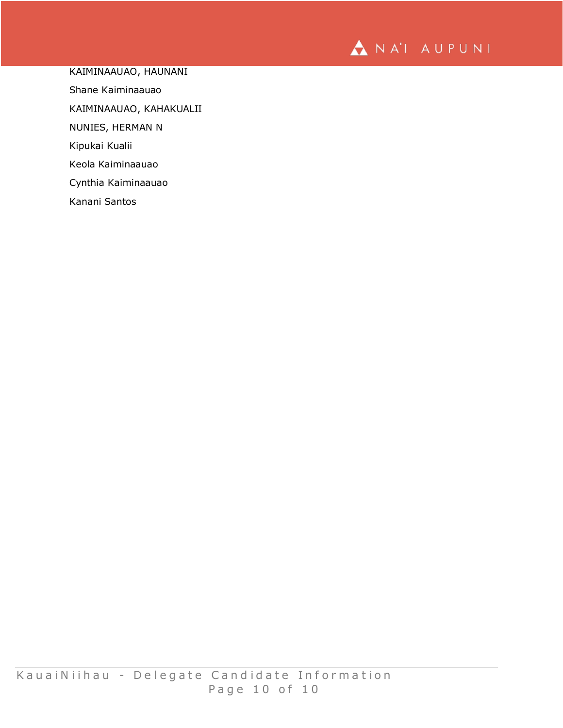KAIMINAAUAO, HAUNANI

Shane Kaiminaauao

KAIMINAAUAO, KAHAKUALII

NUNIES, HERMAN N

Kipukai Kualii

Keola Kaiminaauao

Cynthia Kaiminaauao

Kanani Santos